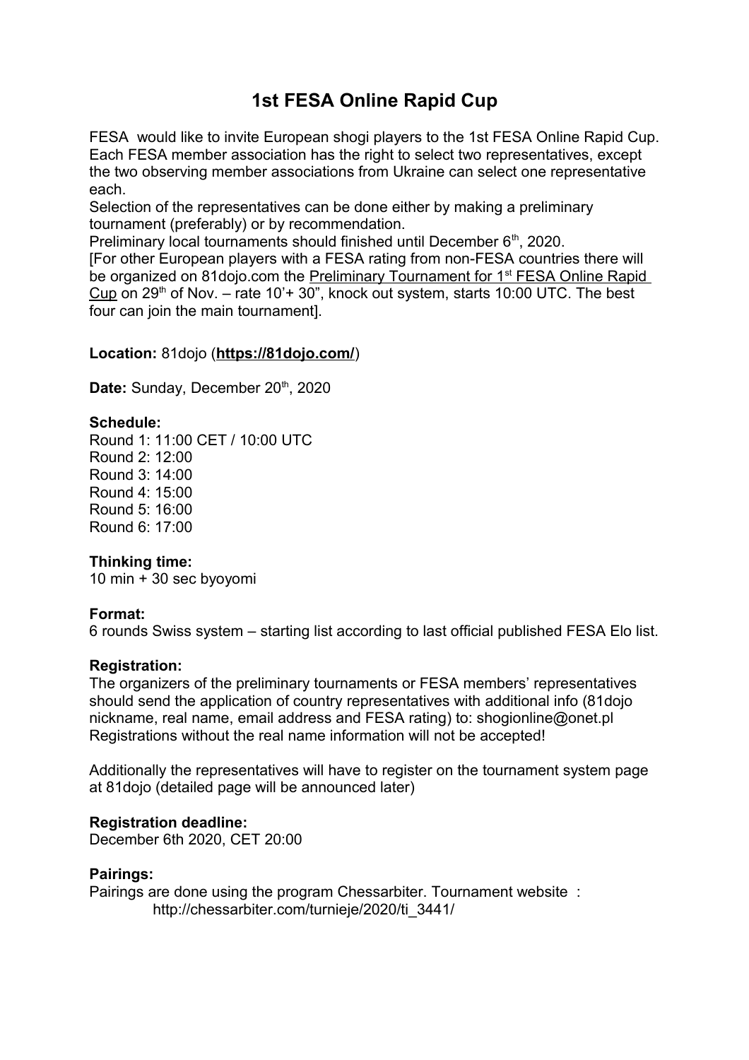# 1st FESA Online Rapid Cup

FESA would like to invite European shogi players to the 1st FESA Online Rapid Cup. Each FESA member association has the right to select two representatives, except the two observing member associations from Ukraine can select one representative each.

Selection of the representatives can be done either by making a preliminary tournament (preferably) or by recommendation.

Preliminary local tournaments should finished until December 6th, 2020.

[For other European players with a FESA rating from non-FESA countries there will be organized on 81dojo.com the Preliminary Tournament for 1st FESA Online Rapid Cup on 29th of Nov. – rate 10'+ 30", knock out system, starts 10:00 UTC. The best four can join the main tournament].

**Location:** 81dojo (**https://81dojo.com/**)

**Date:** Sunday, December 20th, 2020

**Schedule:**

Round 1: 11:00 CET / 10:00 UTC
Round 2: 12:00
Round 3: 14:00
Round 4: 15:00
Round 5: 16:00
Round 6: 17:00

**Thinking time:**

10 min + 30 sec byoyomi

**Format:**

6 rounds Swiss system – starting list according to last official published FESA Elo list.

**Registration:**

The organizers of the preliminary tournaments or FESA members' representatives should send the application of country representatives with additional info (81dojo nickname, real name, email address and FESA rating) to: shogionline@onet.pl
Registrations without the real name information will not be accepted!

Additionally the representatives will have to register on the tournament system page at 81dojo (detailed page will be announced later)

**Registration deadline:**

December 6th 2020, CET 20:00

**Pairings:**

Pairings are done using the program Chessarbiter. Tournament website :
http://chessarbiter.com/turnieje/2020/ti_3441/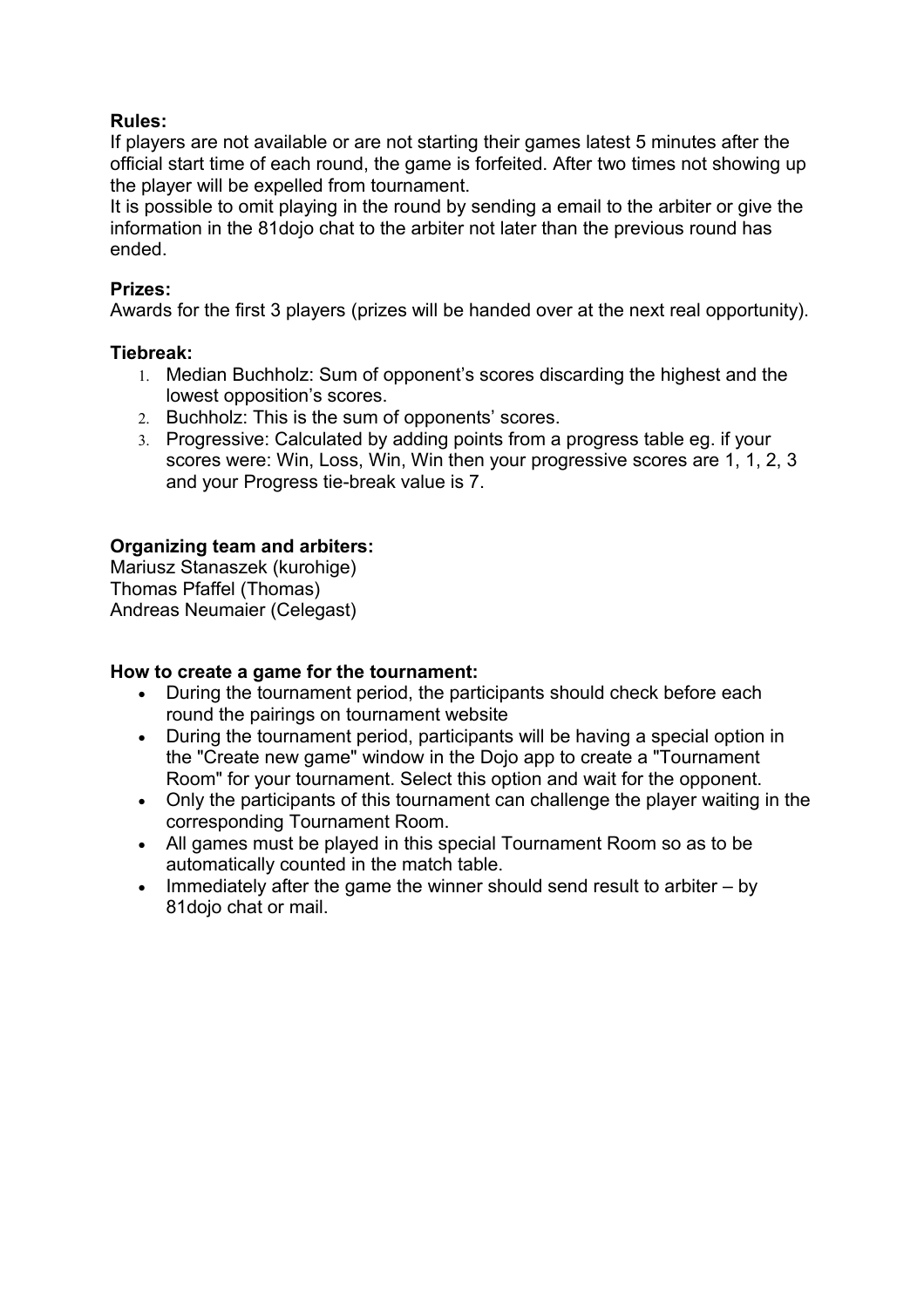**Rules:**
If players are not available or are not starting their games latest 5 minutes after the official start time of each round, the game is forfeited. After two times not showing up the player will be expelled from tournament.
It is possible to omit playing in the round by sending a email to the arbiter or give the information in the 81dojo chat to the arbiter not later than the previous round has ended.

**Prizes:**
Awards for the first 3 players (prizes will be handed over at the next real opportunity).

**Tiebreak:**

1. Median Buchholz: Sum of opponent's scores discarding the highest and the lowest opposition's scores.
2. Buchholz: This is the sum of opponents' scores.
3. Progressive: Calculated by adding points from a progress table eg. if your scores were: Win, Loss, Win, Win then your progressive scores are 1, 1, 2, 3 and your Progress tie-break value is 7.

**Organizing team and arbiters:**
Mariusz Stanaszek (kurohige)
Thomas Pfaffel (Thomas)
Andreas Neumaier (Celegast)

**How to create a game for the tournament:**

- During the tournament period, the participants should check before each round the pairings on tournament website
- During the tournament period, participants will be having a special option in the "Create new game" window in the Dojo app to create a "Tournament Room" for your tournament. Select this option and wait for the opponent.
- Only the participants of this tournament can challenge the player waiting in the corresponding Tournament Room.
- All games must be played in this special Tournament Room so as to be automatically counted in the match table.
- Immediately after the game the winner should send result to arbiter – by 81dojo chat or mail.